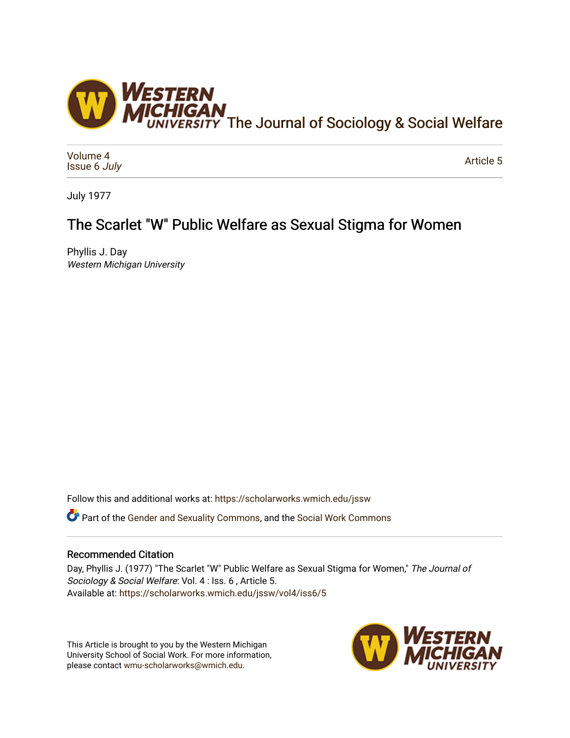The Journal of Sociology & Social Welfare

Volume 4
Issue 6 *July*

Article 5

July 1977

# The Scarlet "W" Public Welfare as Sexual Stigma for Women

Phyllis J. Day
*Western Michigan University*

Follow this and additional works at: https://scholarworks.wmich.edu/jssw

Part of the Gender and Sexuality Commons, and the Social Work Commons

## Recommended Citation

Day, Phyllis J. (1977) "The Scarlet "W" Public Welfare as Sexual Stigma for Women," *The Journal of Sociology & Social Welfare*: Vol. 4 : Iss. 6 , Article 5.
Available at: https://scholarworks.wmich.edu/jssw/vol4/iss6/5

This Article is brought to you by the Western Michigan University School of Social Work. For more information, please contact wmu-scholarworks@wmich.edu.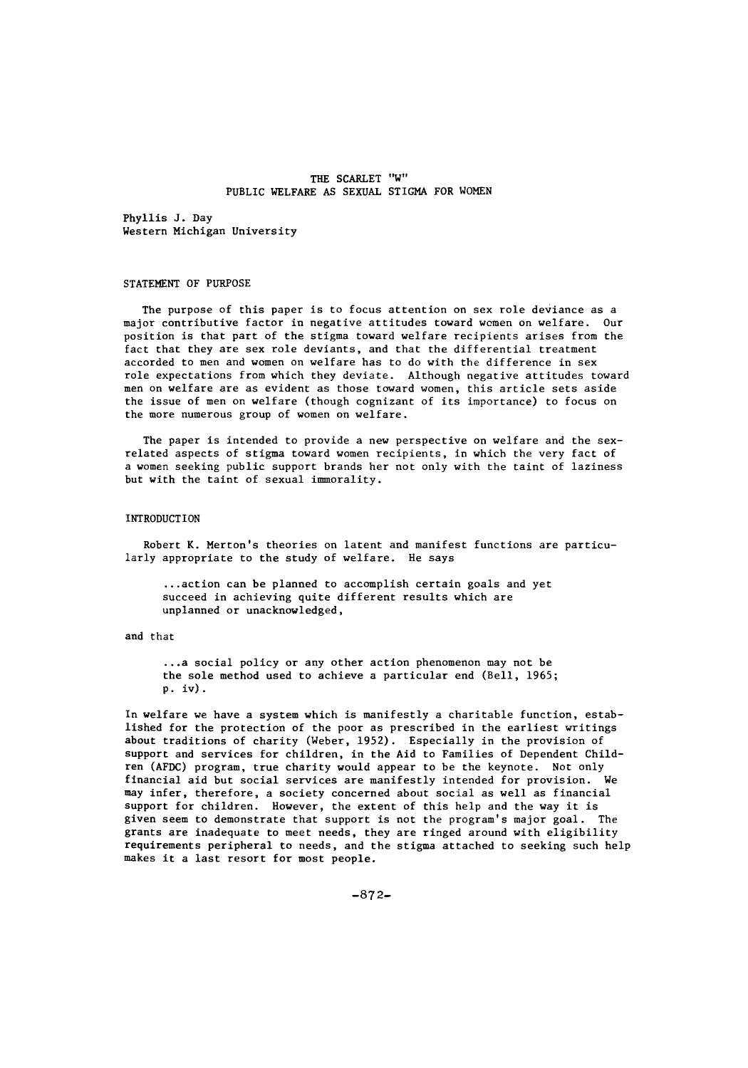# THE SCARLET "W"
## PUBLIC WELFARE AS SEXUAL STIGMA FOR WOMEN

Phyllis J. Day
Western Michigan University

### STATEMENT OF PURPOSE

The purpose of this paper is to focus attention on sex role deviance as a major contributive factor in negative attitudes toward women on welfare. Our position is that part of the stigma toward welfare recipients arises from the fact that they are sex role deviants, and that the differential treatment accorded to men and women on welfare has to do with the difference in sex role expectations from which they deviate. Although negative attitudes toward men on welfare are as evident as those toward women, this article sets aside the issue of men on welfare (though cognizant of its importance) to focus on the more numerous group of women on welfare.

The paper is intended to provide a new perspective on welfare and the sex-related aspects of stigma toward women recipients, in which the very fact of a women seeking public support brands her not only with the taint of laziness but with the taint of sexual immorality.

### INTRODUCTION

Robert K. Merton's theories on latent and manifest functions are particularly appropriate to the study of welfare. He says

> ...action can be planned to accomplish certain goals and yet succeed in achieving quite different results which are unplanned or unacknowledged,

and that

> ...a social policy or any other action phenomenon may not be the sole method used to achieve a particular end (Bell, 1965; p. iv).

In welfare we have a system which is manifestly a charitable function, established for the protection of the poor as prescribed in the earliest writings about traditions of charity (Weber, 1952). Especially in the provision of support and services for children, in the Aid to Families of Dependent Children (AFDC) program, true charity would appear to be the keynote. Not only financial aid but social services are manifestly intended for provision. We may infer, therefore, a society concerned about social as well as financial support for children. However, the extent of this help and the way it is given seem to demonstrate that support is not the program's major goal. The grants are inadequate to meet needs, they are ringed around with eligibility requirements peripheral to needs, and the stigma attached to seeking such help makes it a last resort for most people.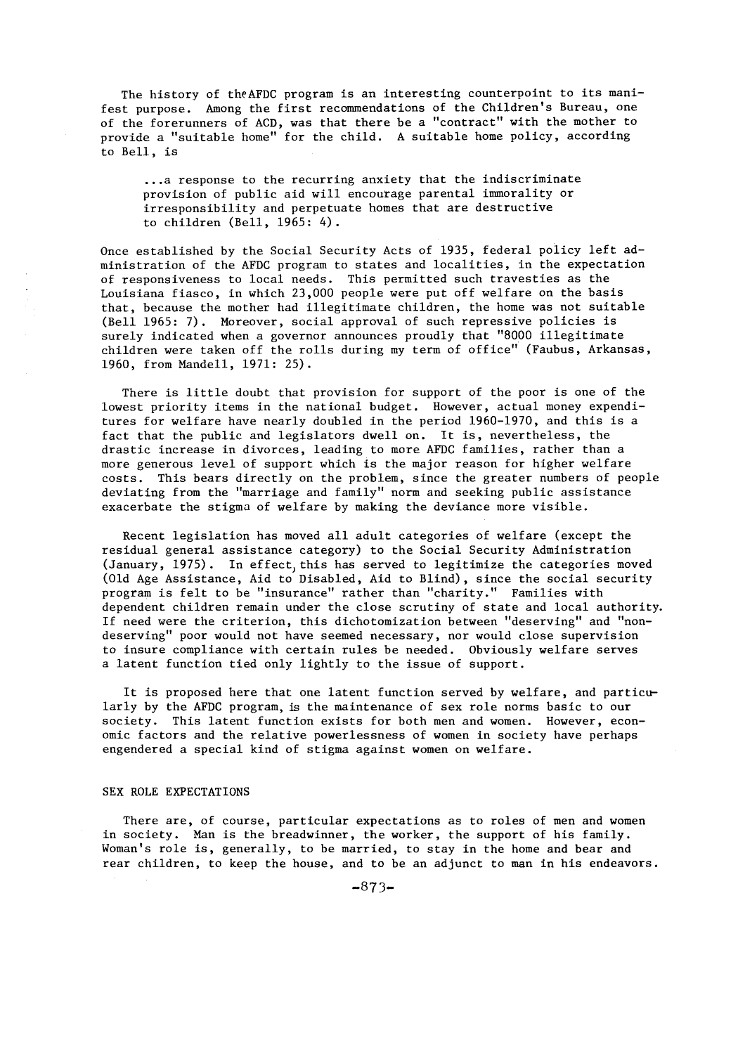The history of theAFDC program is an interesting counterpoint to its manifest purpose. Among the first recommendations of the Children's Bureau, one of the forerunners of ACD, was that there be a "contract" with the mother to provide a "suitable home" for the child. A suitable home policy, according to Bell, is

> ...a response to the recurring anxiety that the indiscriminate provision of public aid will encourage parental immorality or irresponsibility and perpetuate homes that are destructive to children (Bell, 1965: 4).

Once established by the Social Security Acts of 1935, federal policy left administration of the AFDC program to states and localities, in the expectation of responsiveness to local needs. This permitted such travesties as the Louisiana fiasco, in which 23,000 people were put off welfare on the basis that, because the mother had illegitimate children, the home was not suitable (Bell 1965: 7). Moreover, social approval of such repressive policies is surely indicated when a governor announces proudly that "8000 illegitimate children were taken off the rolls during my term of office" (Faubus, Arkansas, 1960, from Mandell, 1971: 25).

There is little doubt that provision for support of the poor is one of the lowest priority items in the national budget. However, actual money expenditures for welfare have nearly doubled in the period 1960-1970, and this is a fact that the public and legislators dwell on. It is, nevertheless, the drastic increase in divorces, leading to more AFDC families, rather than a more generous level of support which is the major reason for higher welfare costs. This bears directly on the problem, since the greater numbers of people deviating from the "marriage and family" norm and seeking public assistance exacerbate the stigma of welfare by making the deviance more visible.

Recent legislation has moved all adult categories of welfare (except the residual general assistance category) to the Social Security Administration (January, 1975). In effect, this has served to legitimize the categories moved (Old Age Assistance, Aid to Disabled, Aid to Blind), since the social security program is felt to be "insurance" rather than "charity." Families with dependent children remain under the close scrutiny of state and local authority. If need were the criterion, this dichotomization between "deserving" and "non-deserving" poor would not have seemed necessary, nor would close supervision to insure compliance with certain rules be needed. Obviously welfare serves a latent function tied only lightly to the issue of support.

It is proposed here that one latent function served by welfare, and particularly by the AFDC program, is the maintenance of sex role norms basic to our society. This latent function exists for both men and women. However, economic factors and the relative powerlessness of women in society have perhaps engendered a special kind of stigma against women on welfare.

## SEX ROLE EXPECTATIONS

There are, of course, particular expectations as to roles of men and women in society. Man is the breadwinner, the worker, the support of his family. Woman's role is, generally, to be married, to stay in the home and bear and rear children, to keep the house, and to be an adjunct to man in his endeavors.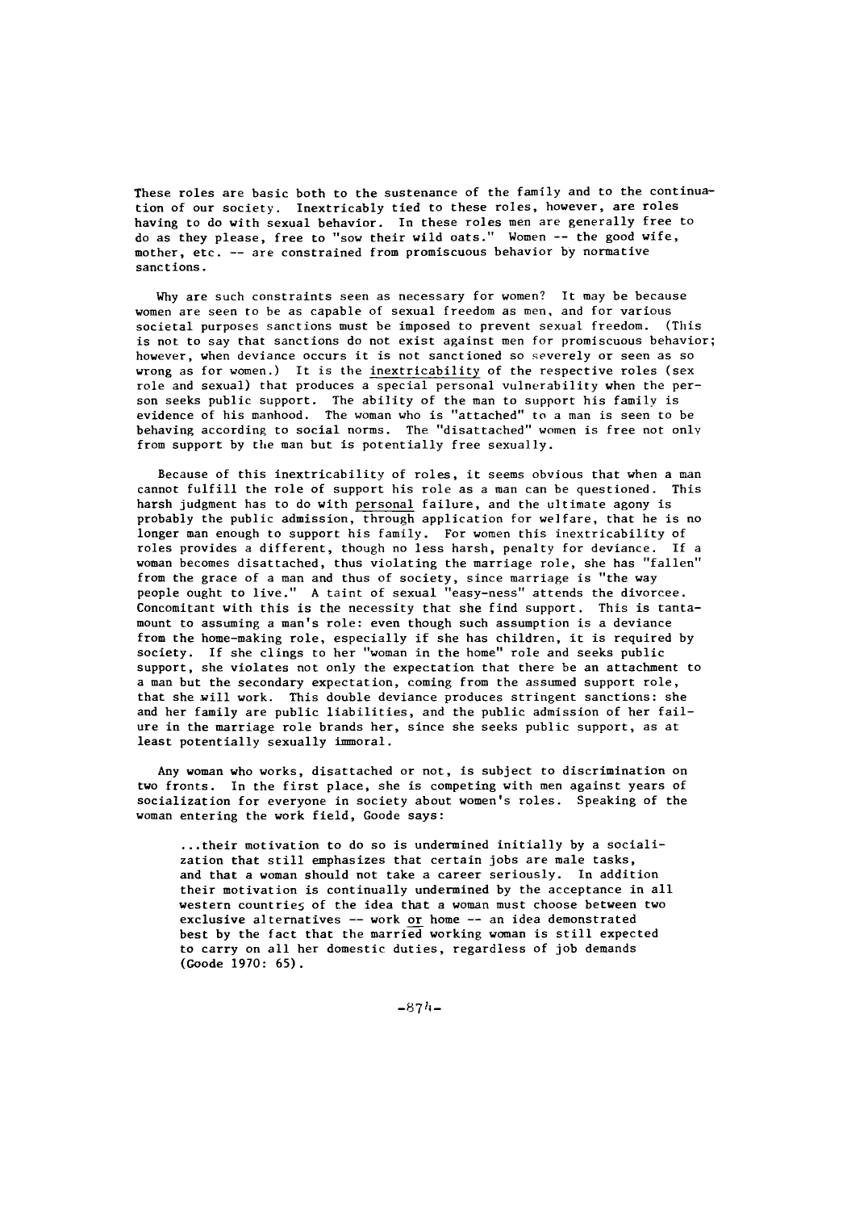These roles are basic both to the sustenance of the family and to the continuation of our society. Inextricably tied to these roles, however, are roles having to do with sexual behavior. In these roles men are generally free to do as they please, free to "sow their wild oats." Women -- the good wife, mother, etc. -- are constrained from promiscuous behavior by normative sanctions.

Why are such constraints seen as necessary for women? It may be because women are seen to be as capable of sexual freedom as men, and for various societal purposes sanctions must be imposed to prevent sexual freedom. (This is not to say that sanctions do not exist against men for promiscuous behavior; however, when deviance occurs it is not sanctioned so severely or seen as so wrong as for women.) It is the inextricability of the respective roles (sex role and sexual) that produces a special personal vulnerability when the person seeks public support. The ability of the man to support his family is evidence of his manhood. The woman who is "attached" to a man is seen to be behaving according to social norms. The "disattached" women is free not only from support by the man but is potentially free sexually.

Because of this inextricability of roles, it seems obvious that when a man cannot fulfill the role of support his role as a man can be questioned. This harsh judgment has to do with personal failure, and the ultimate agony is probably the public admission, through application for welfare, that he is no longer man enough to support his family. For women this inextricability of roles provides a different, though no less harsh, penalty for deviance. If a woman becomes disattached, thus violating the marriage role, she has "fallen" from the grace of a man and thus of society, since marriage is "the way people ought to live." A taint of sexual "easy-ness" attends the divorcee. Concomitant with this is the necessity that she find support. This is tantamount to assuming a man's role: even though such assumption is a deviance from the home-making role, especially if she has children, it is required by society. If she clings to her "woman in the home" role and seeks public support, she violates not only the expectation that there be an attachment to a man but the secondary expectation, coming from the assumed support role, that she will work. This double deviance produces stringent sanctions: she and her family are public liabilities, and the public admission of her failure in the marriage role brands her, since she seeks public support, as at least potentially sexually immoral.

Any woman who works, disattached or not, is subject to discrimination on two fronts. In the first place, she is competing with men against years of socialization for everyone in society about women's roles. Speaking of the woman entering the work field, Goode says:

> ...their motivation to do so is undermined initially by a socialization that still emphasizes that certain jobs are male tasks, and that a woman should not take a career seriously. In addition their motivation is continually undermined by the acceptance in all western countries of the idea that a woman must choose between two exclusive alternatives -- work or home -- an idea demonstrated best by the fact that the married working woman is still expected to carry on all her domestic duties, regardless of job demands (Goode 1970: 65).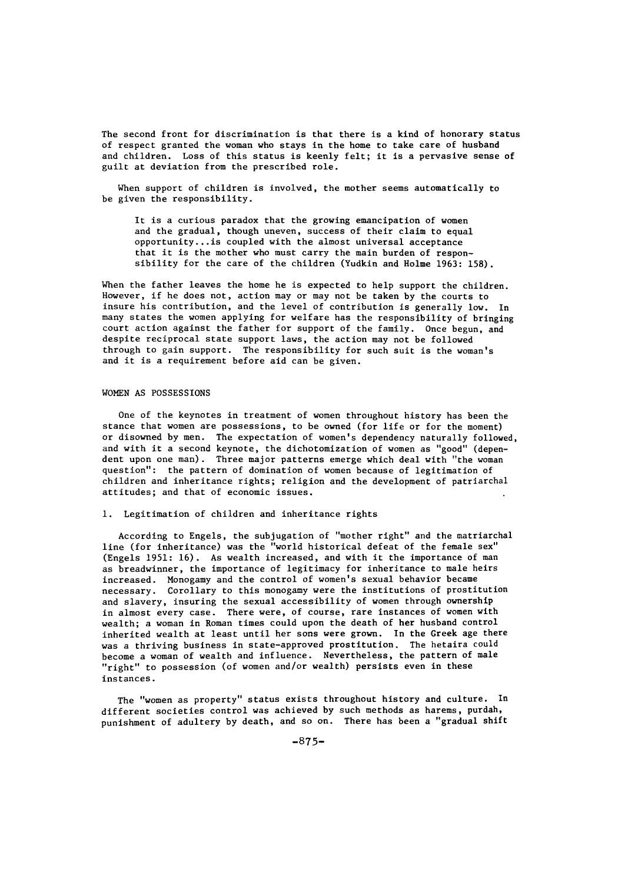The second front for discrimination is that there is a kind of honorary status of respect granted the woman who stays in the home to take care of husband and children. Loss of this status is keenly felt; it is a pervasive sense of guilt at deviation from the prescribed role.

When support of children is involved, the mother seems automatically to be given the responsibility.

> It is a curious paradox that the growing emancipation of women and the gradual, though uneven, success of their claim to equal opportunity...is coupled with the almost universal acceptance that it is the mother who must carry the main burden of responsibility for the care of the children (Yudkin and Holme 1963: 158).

When the father leaves the home he is expected to help support the children. However, if he does not, action may or may not be taken by the courts to insure his contribution, and the level of contribution is generally low. In many states the women applying for welfare has the responsibility of bringing court action against the father for support of the family. Once begun, and despite reciprocal state support laws, the action may not be followed through to gain support. The responsibility for such suit is the woman's and it is a requirement before aid can be given.

## WOMEN AS POSSESSIONS

One of the keynotes in treatment of women throughout history has been the stance that women are possessions, to be owned (for life or for the moment) or disowned by men. The expectation of women's dependency naturally followed, and with it a second keynote, the dichotomization of women as "good" (dependent upon one man). Three major patterns emerge which deal with "the woman question": the pattern of domination of women because of legitimation of children and inheritance rights; religion and the development of patriarchal attitudes; and that of economic issues.

### 1. Legitimation of children and inheritance rights

According to Engels, the subjugation of "mother right" and the matriarchal line (for inheritance) was the "world historical defeat of the female sex" (Engels 1951: 16). As wealth increased, and with it the importance of man as breadwinner, the importance of legitimacy for inheritance to male heirs increased. Monogamy and the control of women's sexual behavior became necessary. Corollary to this monogamy were the institutions of prostitution and slavery, insuring the sexual accessibility of women through ownership in almost every case. There were, of course, rare instances of women with wealth; a woman in Roman times could upon the death of her husband control inherited wealth at least until her sons were grown. In the Greek age there was a thriving business in state-approved prostitution. The hetaira could become a woman of wealth and influence. Nevertheless, the pattern of male "right" to possession (of women and/or wealth) persists even in these instances.

The "women as property" status exists throughout history and culture. In different societies control was achieved by such methods as harems, purdah, punishment of adultery by death, and so on. There has been a "gradual shift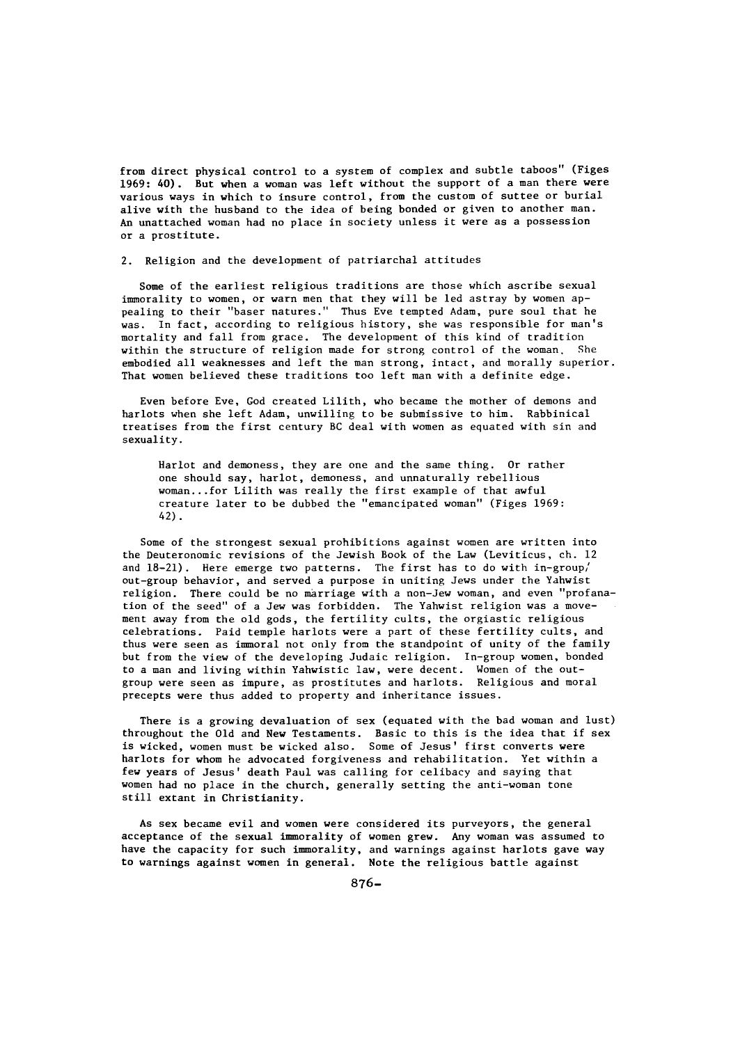from direct physical control to a system of complex and subtle taboos" (Figes 1969: 40). But when a woman was left without the support of a man there were various ways in which to insure control, from the custom of suttee or burial alive with the husband to the idea of being bonded or given to another man. An unattached woman had no place in society unless it were as a possession or a prostitute.

## 2. Religion and the development of patriarchal attitudes

Some of the earliest religious traditions are those which ascribe sexual immorality to women, or warn men that they will be led astray by women appealing to their "baser natures." Thus Eve tempted Adam, pure soul that he was. In fact, according to religious history, she was responsible for man's mortality and fall from grace. The development of this kind of tradition within the structure of religion made for strong control of the woman. She embodied all weaknesses and left the man strong, intact, and morally superior. That women believed these traditions too left man with a definite edge.

Even before Eve, God created Lilith, who became the mother of demons and harlots when she left Adam, unwilling to be submissive to him. Rabbinical treatises from the first century BC deal with women as equated with sin and sexuality.

> Harlot and demoness, they are one and the same thing. Or rather one should say, harlot, demoness, and unnaturally rebellious woman...for Lilith was really the first example of that awful creature later to be dubbed the "emancipated woman" (Figes 1969: 42).

Some of the strongest sexual prohibitions against women are written into the Deuteronomic revisions of the Jewish Book of the Law (Leviticus, ch. 12 and 18-21). Here emerge two patterns. The first has to do with in-group/out-group behavior, and served a purpose in uniting Jews under the Yahwist religion. There could be no marriage with a non-Jew woman, and even "profanation of the seed" of a Jew was forbidden. The Yahwist religion was a movement away from the old gods, the fertility cults, the orgiastic religious celebrations. Paid temple harlots were a part of these fertility cults, and thus were seen as immoral not only from the standpoint of unity of the family but from the view of the developing Judaic religion. In-group women, bonded to a man and living within Yahwistic law, were decent. Women of the out-group were seen as impure, as prostitutes and harlots. Religious and moral precepts were thus added to property and inheritance issues.

There is a growing devaluation of sex (equated with the bad woman and lust) throughout the Old and New Testaments. Basic to this is the idea that if sex is wicked, women must be wicked also. Some of Jesus' first converts were harlots for whom he advocated forgiveness and rehabilitation. Yet within a few years of Jesus' death Paul was calling for celibacy and saying that women had no place in the church, generally setting the anti-woman tone still extant in Christianity.

As sex became evil and women were considered its purveyors, the general acceptance of the sexual immorality of women grew. Any woman was assumed to have the capacity for such immorality, and warnings against harlots gave way to warnings against women in general. Note the religious battle against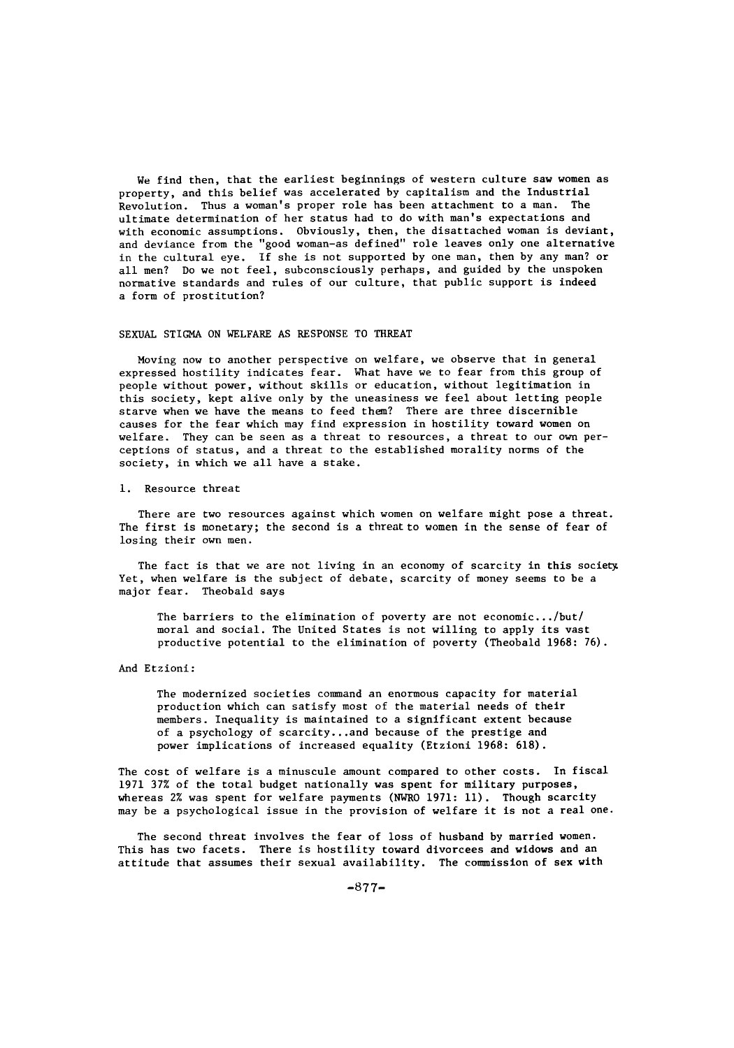We find then, that the earliest beginnings of western culture saw women as property, and this belief was accelerated by capitalism and the Industrial Revolution. Thus a woman's proper role has been attachment to a man. The ultimate determination of her status had to do with man's expectations and with economic assumptions. Obviously, then, the disattached woman is deviant, and deviance from the "good woman-as defined" role leaves only one alternative in the cultural eye. If she is not supported by one man, then by any man? or all men? Do we not feel, subconsciously perhaps, and guided by the unspoken normative standards and rules of our culture, that public support is indeed a form of prostitution?

## SEXUAL STIGMA ON WELFARE AS RESPONSE TO THREAT

Moving now to another perspective on welfare, we observe that in general expressed hostility indicates fear. What have we to fear from this group of people without power, without skills or education, without legitimation in this society, kept alive only by the uneasiness we feel about letting people starve when we have the means to feed them? There are three discernible causes for the fear which may find expression in hostility toward women on welfare. They can be seen as a threat to resources, a threat to our own perceptions of status, and a threat to the established morality norms of the society, in which we all have a stake.

### 1. Resource threat

There are two resources against which women on welfare might pose a threat. The first is monetary; the second is a threat to women in the sense of fear of losing their own men.

The fact is that we are not living in an economy of scarcity in this society. Yet, when welfare is the subject of debate, scarcity of money seems to be a major fear. Theobald says

> The barriers to the elimination of poverty are not economic.../but/ moral and social. The United States is not willing to apply its vast productive potential to the elimination of poverty (Theobald 1968: 76).

And Etzioni:

> The modernized societies command an enormous capacity for material production which can satisfy most of the material needs of their members. Inequality is maintained to a significant extent because of a psychology of scarcity...and because of the prestige and power implications of increased equality (Etzioni 1968: 618).

The cost of welfare is a minuscule amount compared to other costs. In fiscal 1971 37% of the total budget nationally was spent for military purposes, whereas 2% was spent for welfare payments (NWRO 1971: 11). Though scarcity may be a psychological issue in the provision of welfare it is not a real one.

The second threat involves the fear of loss of husband by married women. This has two facets. There is hostility toward divorcees and widows and an attitude that assumes their sexual availability. The commission of sex with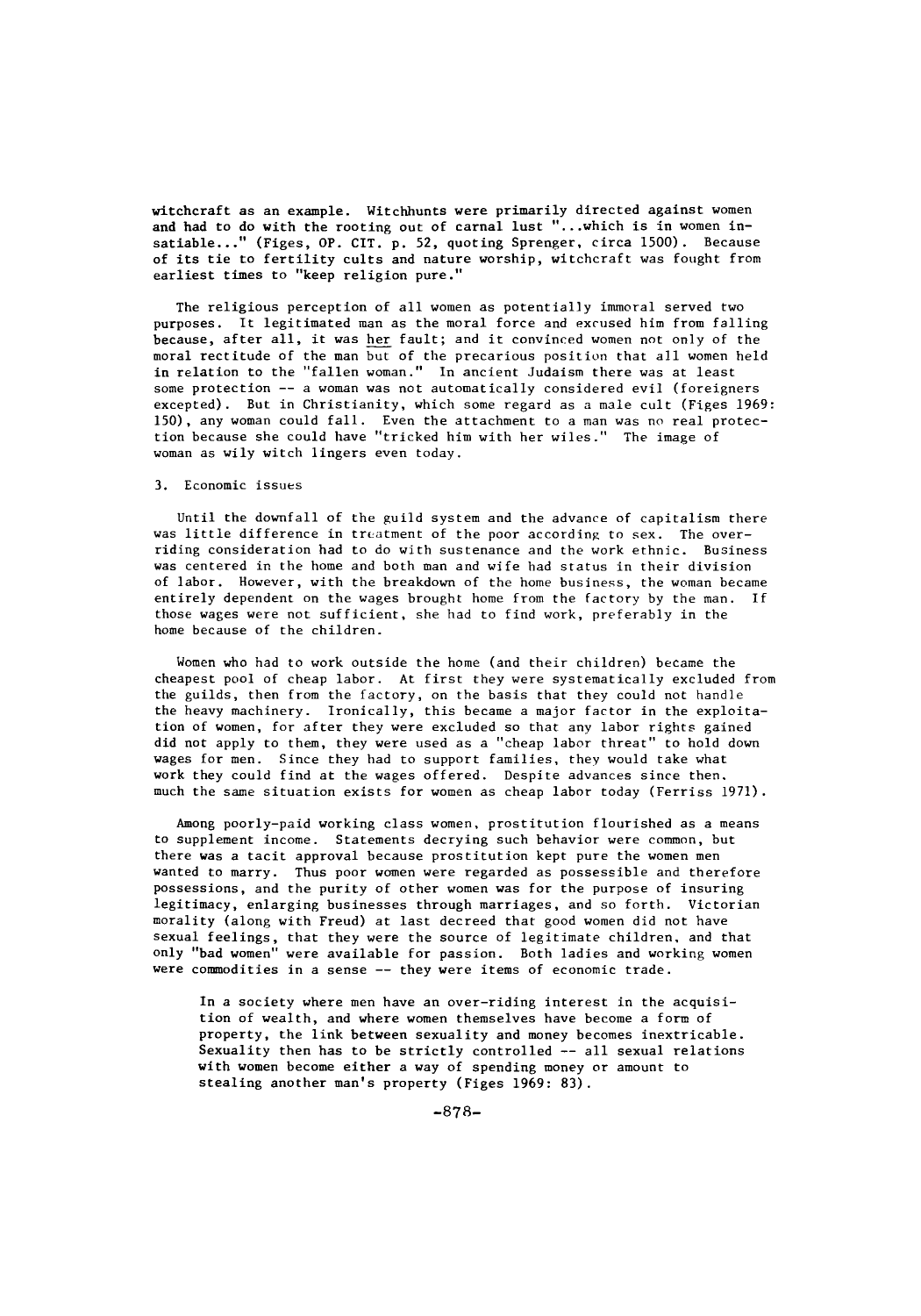witchcraft as an example. Witchhunts were primarily directed against women and had to do with the rooting out of carnal lust "...which is in women insatiable..." (Figes, OP. CIT. p. 52, quoting Sprenger, circa 1500). Because of its tie to fertility cults and nature worship, witchcraft was fought from earliest times to "keep religion pure."

The religious perception of all women as potentially immoral served two purposes. It legitimated man as the moral force and excused him from falling because, after all, it was <u>her</u> fault; and it convinced women not only of the moral rectitude of the man but of the precarious position that all women held in relation to the "fallen woman." In ancient Judaism there was at least some protection -- a woman was not automatically considered evil (foreigners excepted). But in Christianity, which some regard as a male cult (Figes 1969: 150), any woman could fall. Even the attachment to a man was no real protection because she could have "tricked him with her wiles." The image of woman as wily witch lingers even today.

3. Economic issues

Until the downfall of the guild system and the advance of capitalism there was little difference in treatment of the poor according to sex. The overriding consideration had to do with sustenance and the work ethnic. Business was centered in the home and both man and wife had status in their division of labor. However, with the breakdown of the home business, the woman became entirely dependent on the wages brought home from the factory by the man. If those wages were not sufficient, she had to find work, preferably in the home because of the children.

Women who had to work outside the home (and their children) became the cheapest pool of cheap labor. At first they were systematically excluded from the guilds, then from the factory, on the basis that they could not handle the heavy machinery. Ironically, this became a major factor in the exploitation of women, for after they were excluded so that any labor rights gained did not apply to them, they were used as a "cheap labor threat" to hold down wages for men. Since they had to support families, they would take what work they could find at the wages offered. Despite advances since then, much the same situation exists for women as cheap labor today (Ferriss 1971).

Among poorly-paid working class women, prostitution flourished as a means to supplement income. Statements decrying such behavior were common, but there was a tacit approval because prostitution kept pure the women men wanted to marry. Thus poor women were regarded as possessible and therefore possessions, and the purity of other women was for the purpose of insuring legitimacy, enlarging businesses through marriages, and so forth. Victorian morality (along with Freud) at last decreed that good women did not have sexual feelings, that they were the source of legitimate children, and that only "bad women" were available for passion. Both ladies and working women were commodities in a sense -- they were items of economic trade.

> In a society where men have an over-riding interest in the acquisition of wealth, and where women themselves have become a form of property, the link between sexuality and money becomes inextricable. Sexuality then has to be strictly controlled -- all sexual relations with women become either a way of spending money or amount to stealing another man's property (Figes 1969: 83).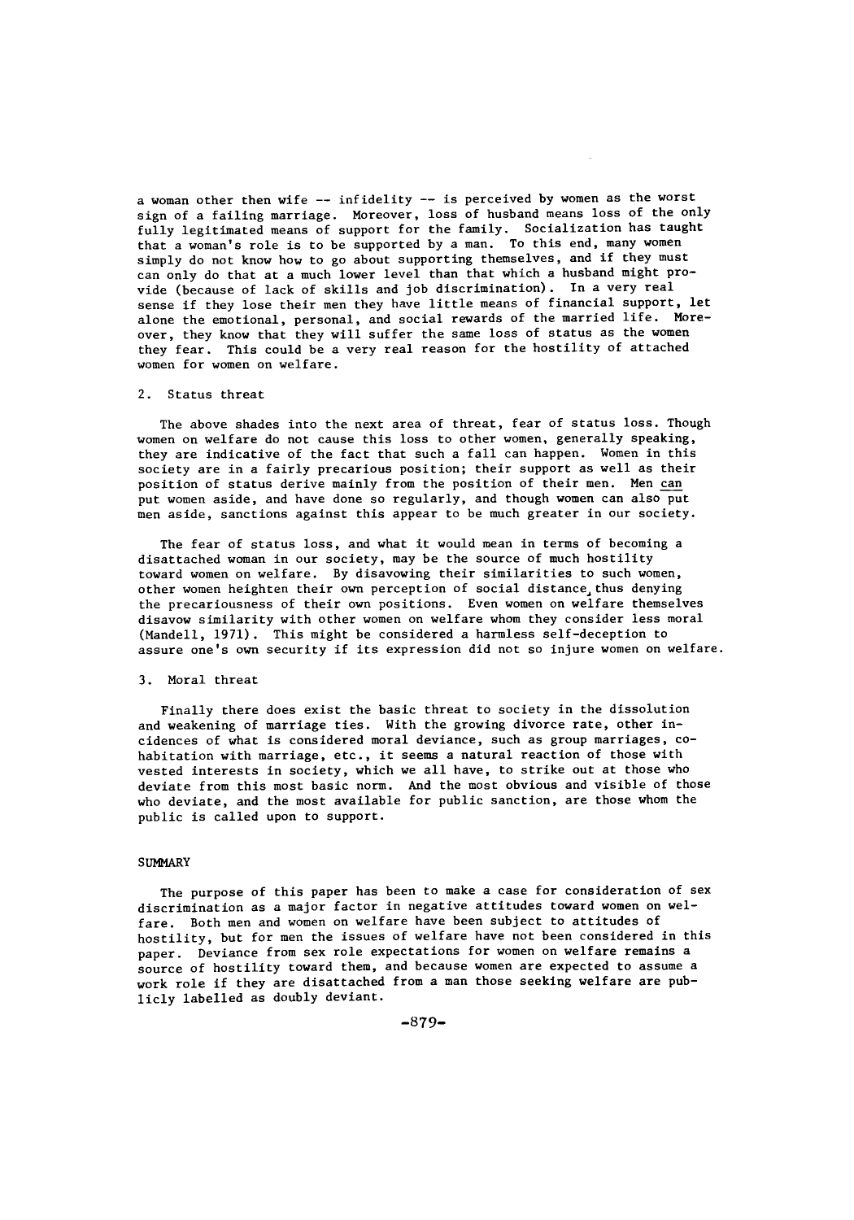a woman other then wife -- infidelity -- is perceived by women as the worst sign of a failing marriage. Moreover, loss of husband means loss of the only fully legitimated means of support for the family. Socialization has taught that a woman's role is to be supported by a man. To this end, many women simply do not know how to go about supporting themselves, and if they must can only do that at a much lower level than that which a husband might provide (because of lack of skills and job discrimination). In a very real sense if they lose their men they have little means of financial support, let alone the emotional, personal, and social rewards of the married life. Moreover, they know that they will suffer the same loss of status as the women they fear. This could be a very real reason for the hostility of attached women for women on welfare.

2. Status threat

The above shades into the next area of threat, fear of status loss. Though women on welfare do not cause this loss to other women, generally speaking, they are indicative of the fact that such a fall can happen. Women in this society are in a fairly precarious position; their support as well as their position of status derive mainly from the position of their men. Men <u>can</u> put women aside, and have done so regularly, and though women can also put men aside, sanctions against this appear to be much greater in our society.

The fear of status loss, and what it would mean in terms of becoming a disattached woman in our society, may be the source of much hostility toward women on welfare. By disavowing their similarities to such women, other women heighten their own perception of social distance, thus denying the precariousness of their own positions. Even women on welfare themselves disavow similarity with other women on welfare whom they consider less moral (Mandell, 1971). This might be considered a harmless self-deception to assure one's own security if its expression did not so injure women on welfare.

3. Moral threat

Finally there does exist the basic threat to society in the dissolution and weakening of marriage ties. With the growing divorce rate, other incidences of what is considered moral deviance, such as group marriages, cohabitation with marriage, etc., it seems a natural reaction of those with vested interests in society, which we all have, to strike out at those who deviate from this most basic norm. And the most obvious and visible of those who deviate, and the most available for public sanction, are those whom the public is called upon to support.

## SUMMARY

The purpose of this paper has been to make a case for consideration of sex discrimination as a major factor in negative attitudes toward women on welfare. Both men and women on welfare have been subject to attitudes of hostility, but for men the issues of welfare have not been considered in this paper. Deviance from sex role expectations for women on welfare remains a source of hostility toward them, and because women are expected to assume a work role if they are disattached from a man those seeking welfare are publicly labelled as doubly deviant.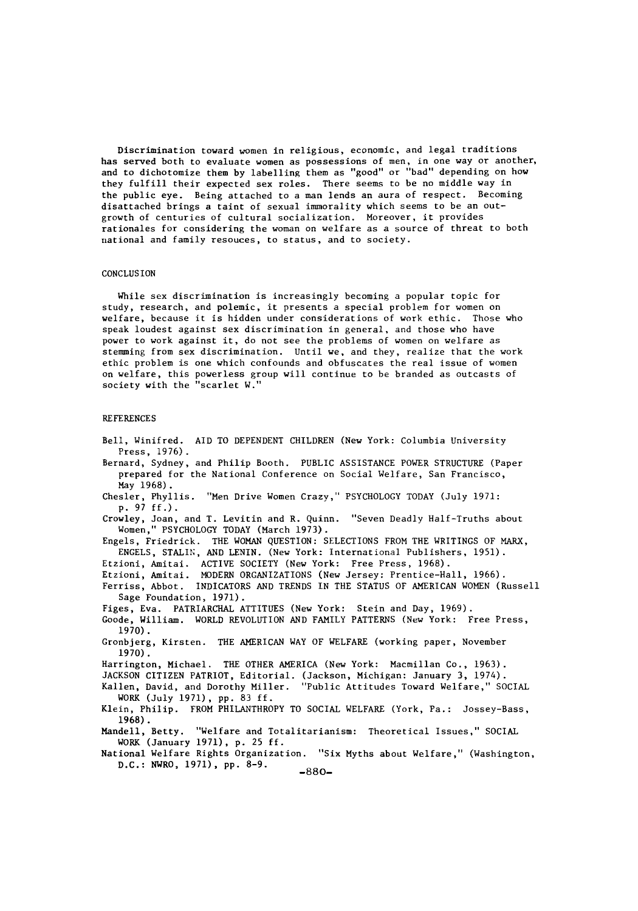Discrimination toward women in religious, economic, and legal traditions has served both to evaluate women as possessions of men, in one way or another, and to dichotomize them by labelling them as "good" or "bad" depending on how they fulfill their expected sex roles. There seems to be no middle way in the public eye. Being attached to a man lends an aura of respect. Becoming disattached brings a taint of sexual immorality which seems to be an outgrowth of centuries of cultural socialization. Moreover, it provides rationales for considering the woman on welfare as a source of threat to both national and family resouces, to status, and to society.

## CONCLUSION

While sex discrimination is increasingly becoming a popular topic for study, research, and polemic, it presents a special problem for women on welfare, because it is hidden under considerations of work ethic. Those who speak loudest against sex discrimination in general, and those who have power to work against it, do not see the problems of women on welfare as stemming from sex discrimination. Until we, and they, realize that the work ethic problem is one which confounds and obfuscates the real issue of women on welfare, this powerless group will continue to be branded as outcasts of society with the "scarlet W."

## REFERENCES

Bell, Winifred. AID TO DEPENDENT CHILDREN (New York: Columbia University Press, 1976).

Bernard, Sydney, and Philip Booth. PUBLIC ASSISTANCE POWER STRUCTURE (Paper prepared for the National Conference on Social Welfare, San Francisco, May 1968).

Chesler, Phyllis. "Men Drive Women Crazy," PSYCHOLOGY TODAY (July 1971: p. 97 ff.).

Crowley, Joan, and T. Levitin and R. Quinn. "Seven Deadly Half-Truths about Women," PSYCHOLOGY TODAY (March 1973).

Engels, Friedrick. THE WOMAN QUESTION: SELECTIONS FROM THE WRITINGS OF MARX, ENGELS, STALIN, AND LENIN. (New York: International Publishers, 1951).

Etzioni, Amitai. ACTIVE SOCIETY (New York: Free Press, 1968).

Etzioni, Amitai. MODERN ORGANIZATIONS (New Jersey: Prentice-Hall, 1966).

Ferriss, Abbot. INDICATORS AND TRENDS IN THE STATUS OF AMERICAN WOMEN (Russell Sage Foundation, 1971).

Figes, Eva. PATRIARCHAL ATTITUES (New York: Stein and Day, 1969).

Goode, William. WORLD REVOLUTION AND FAMILY PATTERNS (New York: Free Press, 1970).

Gronbjerg, Kirsten. THE AMERICAN WAY OF WELFARE (working paper, November 1970).

Harrington, Michael. THE OTHER AMERICA (New York: Macmillan Co., 1963).

JACKSON CITIZEN PATRIOT, Editorial. (Jackson, Michigan: January 3, 1974).

Kallen, David, and Dorothy Miller. "Public Attitudes Toward Welfare," SOCIAL WORK (July 1971), pp. 83 ff.

Klein, Philip. FROM PHILANTHROPY TO SOCIAL WELFARE (York, Pa.: Jossey-Bass, 1968).

Mandell, Betty. "Welfare and Totalitarianism: Theoretical Issues," SOCIAL WORK (January 1971), p. 25 ff.

National Welfare Rights Organization. "Six Myths about Welfare," (Washington, D.C.: NWRO, 1971), pp. 8-9.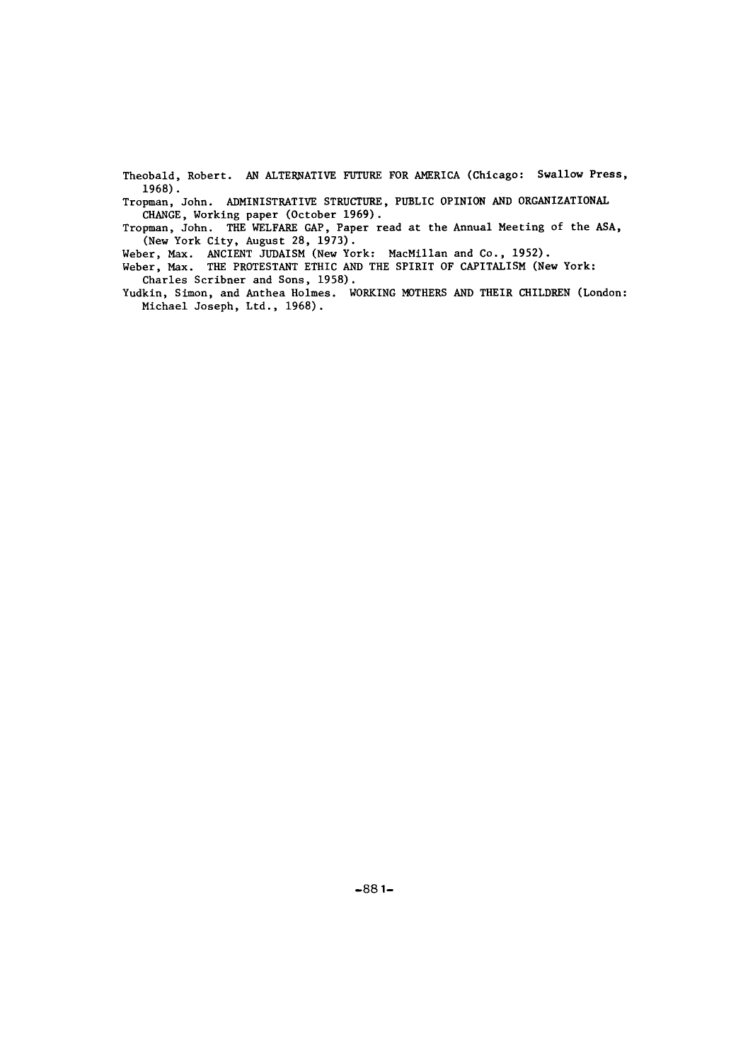Theobald, Robert. AN ALTERNATIVE FUTURE FOR AMERICA (Chicago: Swallow Press, 1968).

Tropman, John. ADMINISTRATIVE STRUCTURE, PUBLIC OPINION AND ORGANIZATIONAL CHANGE, Working paper (October 1969).

Tropman, John. THE WELFARE GAP, Paper read at the Annual Meeting of the ASA, (New York City, August 28, 1973).

Weber, Max. ANCIENT JUDAISM (New York: MacMillan and Co., 1952).

Weber, Max. THE PROTESTANT ETHIC AND THE SPIRIT OF CAPITALISM (New York: Charles Scribner and Sons, 1958).

Yudkin, Simon, and Anthea Holmes. WORKING MOTHERS AND THEIR CHILDREN (London: Michael Joseph, Ltd., 1968).